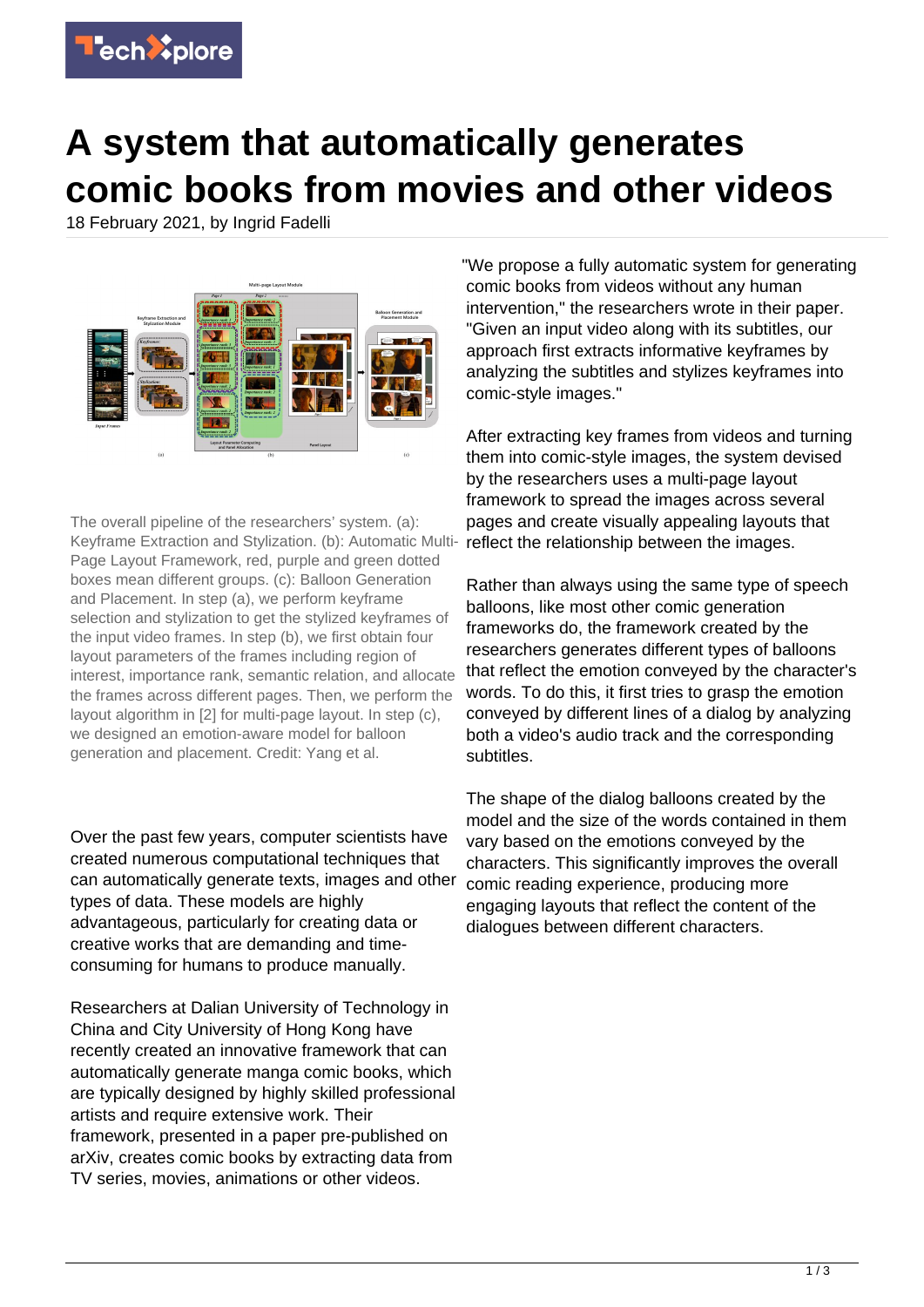# A system that automatically generates comic books from movies and other videos

18 February 2021, by Ingrid Fadelli

The overall pipeline of the researchers' system. (a): Keyframe Extraction and Stylization. (b): Automatic Multi-Page Layout Framework, red, purple and green dotted boxes mean different groups. (c): Balloon Generation and Placement. In step (a), we perform keyframe selection and stylization to get the stylized keyframes of the input video frames. In step (b), we first obtain four layout parameters of the frames including region of interest, importance rank, semantic relation, and allocate the frames across different pages. Then, we perform the layout algorithm in [2] for multi-page layout. In step (c), we designed an emotion-aware model for balloon generation and placement. Credit: Yang et al.

Over the past few years, computer scientists have created numerous computational techniques that can automatically generate texts, images and other types of data. These models are highly advantageous, particularly for creating data or creative works that are demanding and time-consuming for humans to produce manually.

Researchers at Dalian University of Technology in China and City University of Hong Kong have recently created an innovative framework that can automatically generate manga comic books, which are typically designed by highly skilled professional artists and require extensive work. Their framework, presented in a paper pre-published on arXiv, creates comic books by extracting data from TV series, movies, animations or other videos.

"We propose a fully automatic system for generating comic books from videos without any human intervention," the researchers wrote in their paper. "Given an input video along with its subtitles, our approach first extracts informative keyframes by analyzing the subtitles and stylizes keyframes into comic-style images."

After extracting key frames from videos and turning them into comic-style images, the system devised by the researchers uses a multi-page layout framework to spread the images across several pages and create visually appealing layouts that reflect the relationship between the images.

Rather than always using the same type of speech balloons, like most other comic generation frameworks do, the framework created by the researchers generates different types of balloons that reflect the emotion conveyed by the character's words. To do this, it first tries to grasp the emotion conveyed by different lines of a dialog by analyzing both a video's audio track and the corresponding subtitles.

The shape of the dialog balloons created by the model and the size of the words contained in them vary based on the emotions conveyed by the characters. This significantly improves the overall comic reading experience, producing more engaging layouts that reflect the content of the dialogues between different characters.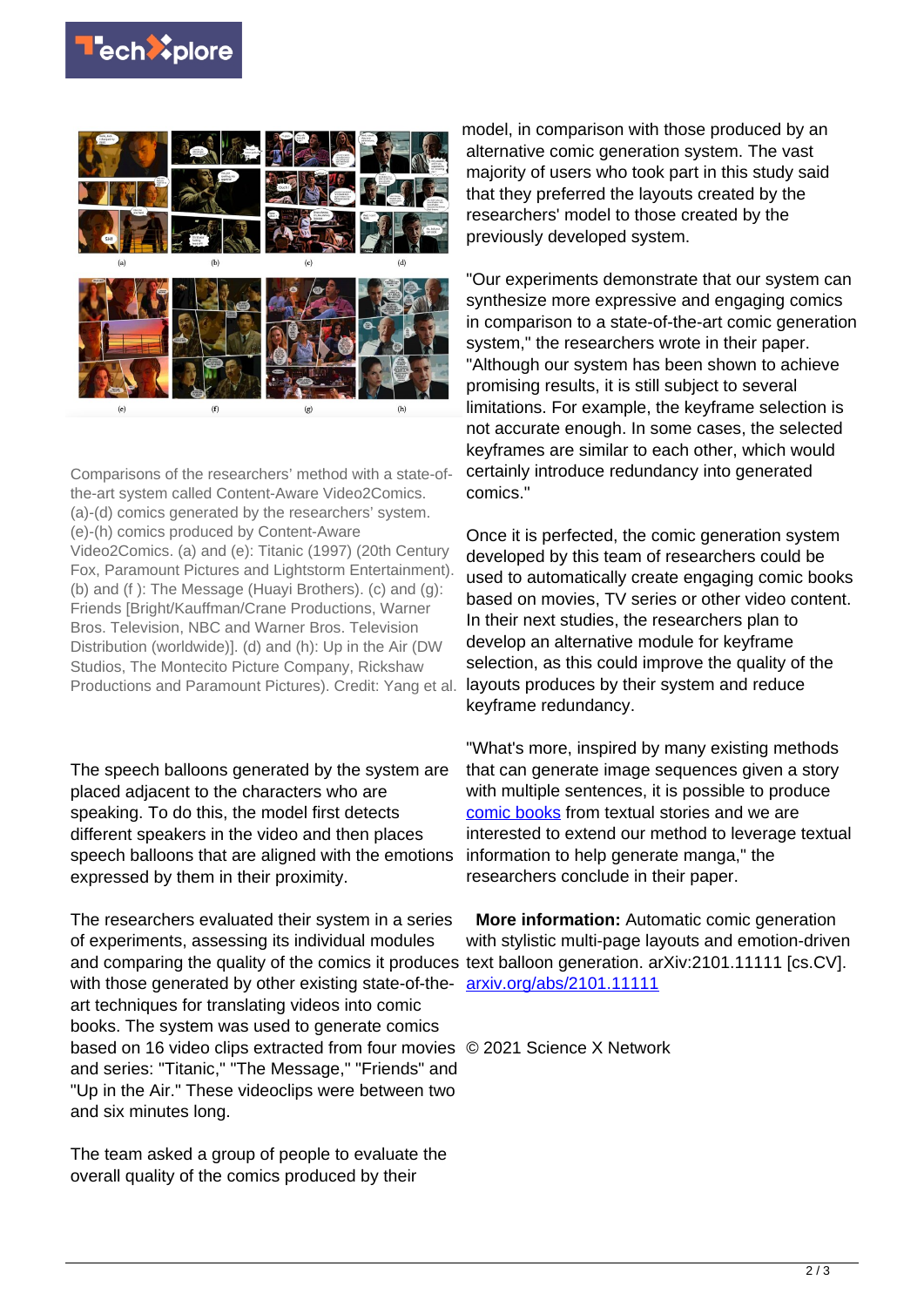Comparisons of the researchers' method with a state-of-the-art system called Content-Aware Video2Comics. (a)-(d) comics generated by the researchers' system. (e)-(h) comics produced by Content-Aware Video2Comics. (a) and (e): Titanic (1997) (20th Century Fox, Paramount Pictures and Lightstorm Entertainment). (b) and (f ): The Message (Huayi Brothers). (c) and (g): Friends [Bright/Kauffman/Crane Productions, Warner Bros. Television, NBC and Warner Bros. Television Distribution (worldwide)]. (d) and (h): Up in the Air (DW Studios, The Montecito Picture Company, Rickshaw Productions and Paramount Pictures). Credit: Yang et al.

The speech balloons generated by the system are placed adjacent to the characters who are speaking. To do this, the model first detects different speakers in the video and then places speech balloons that are aligned with the emotions expressed by them in their proximity.

The researchers evaluated their system in a series of experiments, assessing its individual modules and comparing the quality of the comics it produces with those generated by other existing state-of-the-art techniques for translating videos into comic books. The system was used to generate comics based on 16 video clips extracted from four movies and series: "Titanic," "The Message," "Friends" and "Up in the Air." These videoclips were between two and six minutes long.

The team asked a group of people to evaluate the overall quality of the comics produced by their model, in comparison with those produced by an alternative comic generation system. The vast majority of users who took part in this study said that they preferred the layouts created by the researchers' model to those created by the previously developed system.

"Our experiments demonstrate that our system can synthesize more expressive and engaging comics in comparison to a state-of-the-art comic generation system," the researchers wrote in their paper. "Although our system has been shown to achieve promising results, it is still subject to several limitations. For example, the keyframe selection is not accurate enough. In some cases, the selected keyframes are similar to each other, which would certainly introduce redundancy into generated comics."

Once it is perfected, the comic generation system developed by this team of researchers could be used to automatically create engaging comic books based on movies, TV series or other video content. In their next studies, the researchers plan to develop an alternative module for keyframe selection, as this could improve the quality of the layouts produces by their system and reduce keyframe redundancy.

"What's more, inspired by many existing methods that can generate image sequences given a story with multiple sentences, it is possible to produce comic books from textual stories and we are interested to extend our method to leverage textual information to help generate manga," the researchers conclude in their paper.

**More information:** Automatic comic generation with stylistic multi-page layouts and emotion-driven text balloon generation. arXiv:2101.11111 [cs.CV]. arxiv.org/abs/2101.11111

© 2021 Science X Network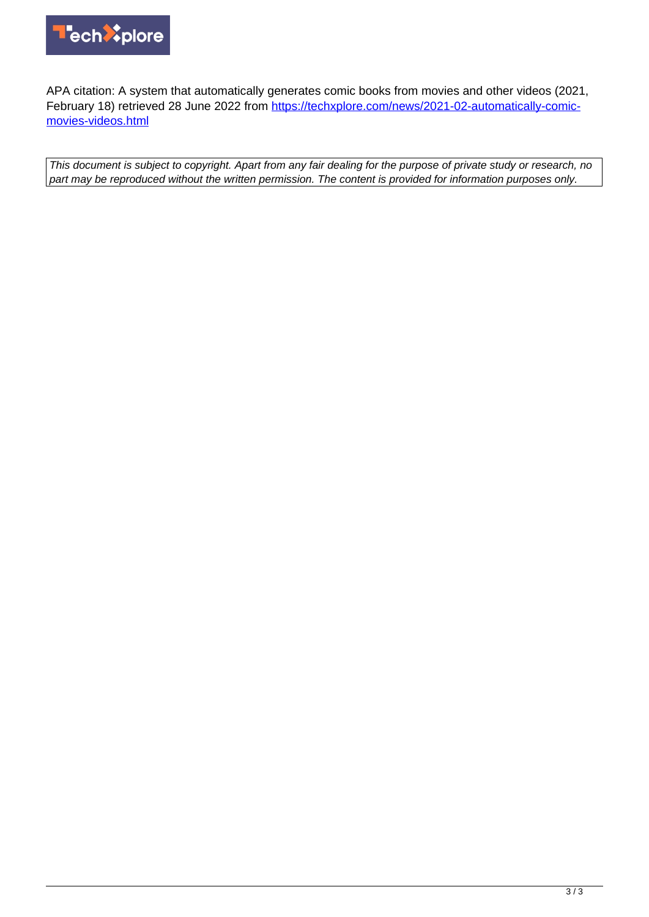APA citation: A system that automatically generates comic books from movies and other videos (2021, February 18) retrieved 28 June 2022 from https://techxplore.com/news/2021-02-automatically-comic-movies-videos.html

*This document is subject to copyright. Apart from any fair dealing for the purpose of private study or research, no part may be reproduced without the written permission. The content is provided for information purposes only.*